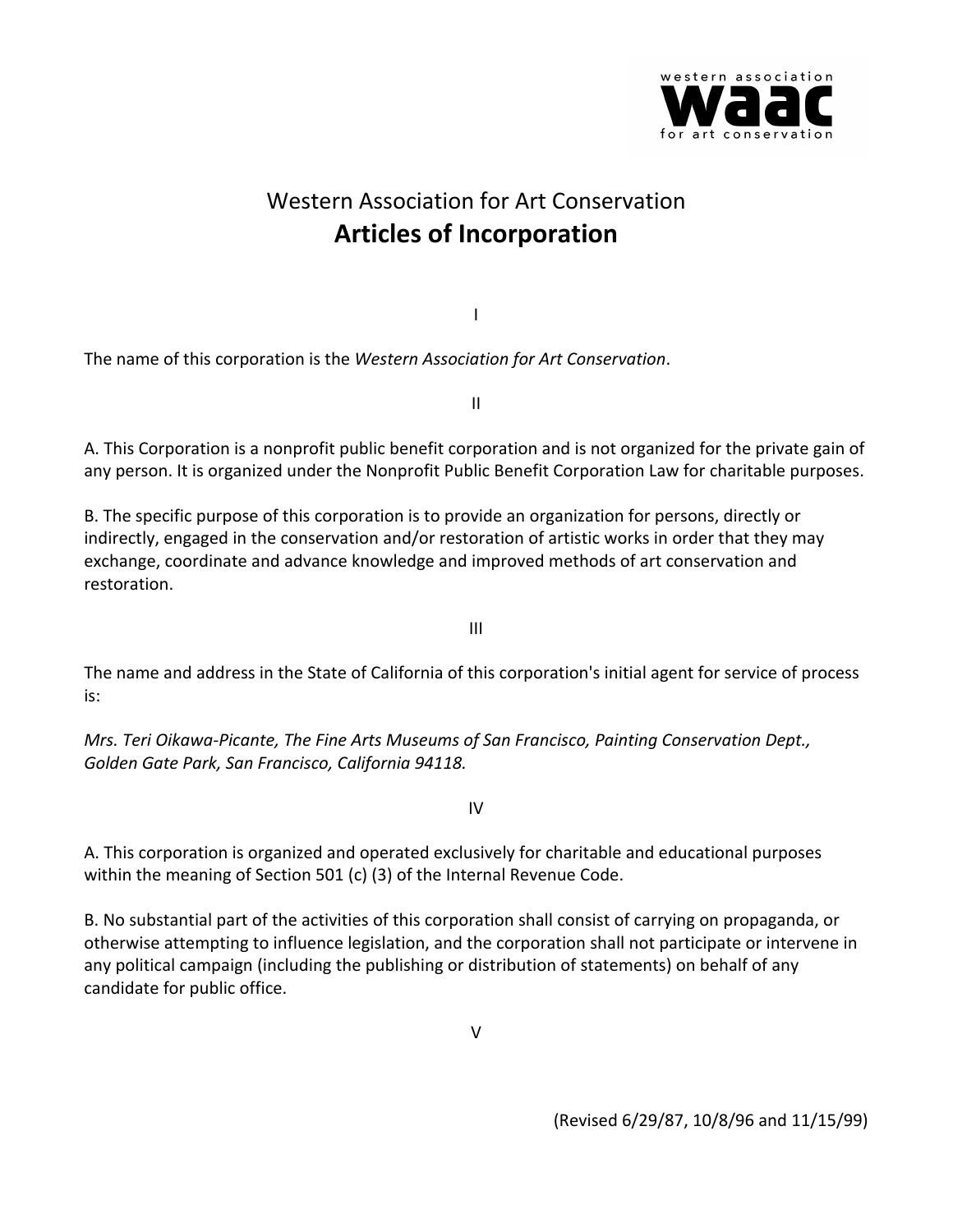# Western Association for Art Conservation

## Articles of Incorporation

I

The name of this corporation is the *Western Association for Art Conservation*.

II

A. This Corporation is a nonprofit public benefit corporation and is not organized for the private gain of any person. It is organized under the Nonprofit Public Benefit Corporation Law for charitable purposes.

B. The specific purpose of this corporation is to provide an organization for persons, directly or indirectly, engaged in the conservation and/or restoration of artistic works in order that they may exchange, coordinate and advance knowledge and improved methods of art conservation and restoration.

III

The name and address in the State of California of this corporation's initial agent for service of process is:

*Mrs. Teri Oikawa-Picante, The Fine Arts Museums of San Francisco, Painting Conservation Dept., Golden Gate Park, San Francisco, California 94118.*

IV

A. This corporation is organized and operated exclusively for charitable and educational purposes within the meaning of Section 501 (c) (3) of the Internal Revenue Code.

B. No substantial part of the activities of this corporation shall consist of carrying on propaganda, or otherwise attempting to influence legislation, and the corporation shall not participate or intervene in any political campaign (including the publishing or distribution of statements) on behalf of any candidate for public office.

V

(Revised 6/29/87, 10/8/96 and 11/15/99)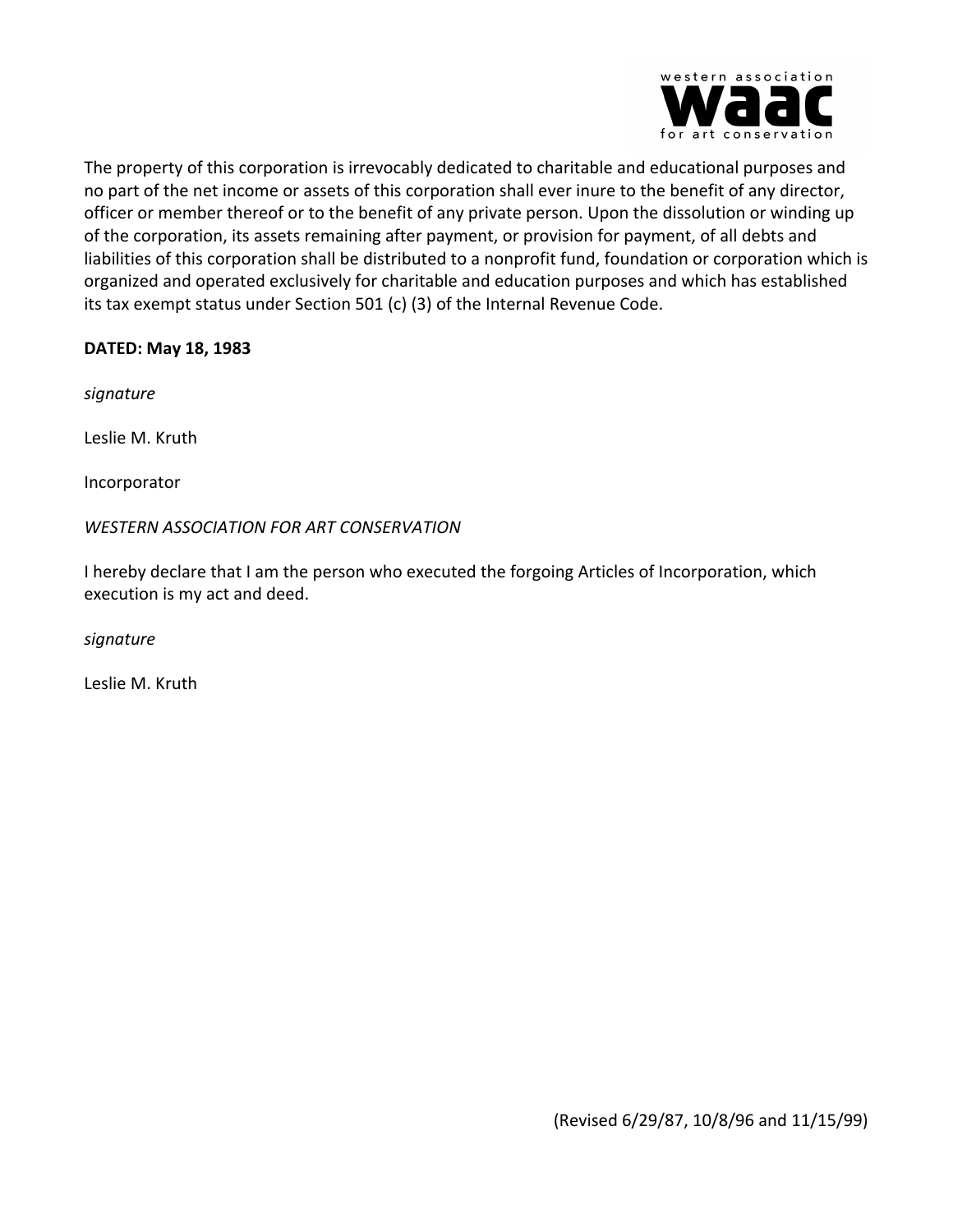The property of this corporation is irrevocably dedicated to charitable and educational purposes and no part of the net income or assets of this corporation shall ever inure to the benefit of any director, officer or member thereof or to the benefit of any private person. Upon the dissolution or winding up of the corporation, its assets remaining after payment, or provision for payment, of all debts and liabilities of this corporation shall be distributed to a nonprofit fund, foundation or corporation which is organized and operated exclusively for charitable and education purposes and which has established its tax exempt status under Section 501 (c) (3) of the Internal Revenue Code.

**DATED: May 18, 1983**

*signature*

Leslie M. Kruth

Incorporator

*WESTERN ASSOCIATION FOR ART CONSERVATION*

I hereby declare that I am the person who executed the forgoing Articles of Incorporation, which execution is my act and deed.

*signature*

Leslie M. Kruth

(Revised 6/29/87, 10/8/96 and 11/15/99)